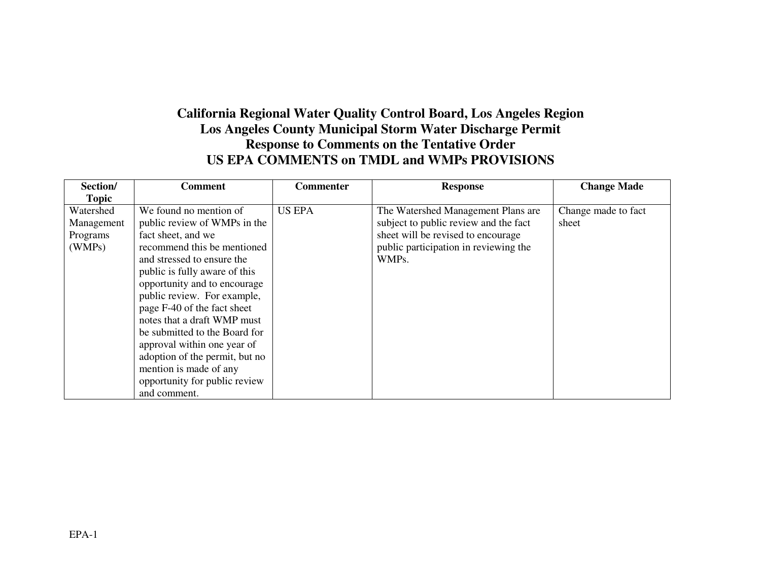# California Regional Water Quality Control Board, Los Angeles Region
# Los Angeles County Municipal Storm Water Discharge Permit
# Response to Comments on the Tentative Order
# US EPA COMMENTS on TMDL and WMPs PROVISIONS

| Section/ Topic | Comment | Commenter | Response | Change Made |
|---|---|---|---|---|
| Watershed Management Programs (WMPs) | We found no mention of public review of WMPs in the fact sheet, and we recommend this be mentioned and stressed to ensure the public is fully aware of this opportunity and to encourage public review. For example, page F-40 of the fact sheet notes that a draft WMP must be submitted to the Board for approval within one year of adoption of the permit, but no mention is made of any opportunity for public review and comment. | US EPA | The Watershed Management Plans are subject to public review and the fact sheet will be revised to encourage public participation in reviewing the WMPs. | Change made to fact sheet |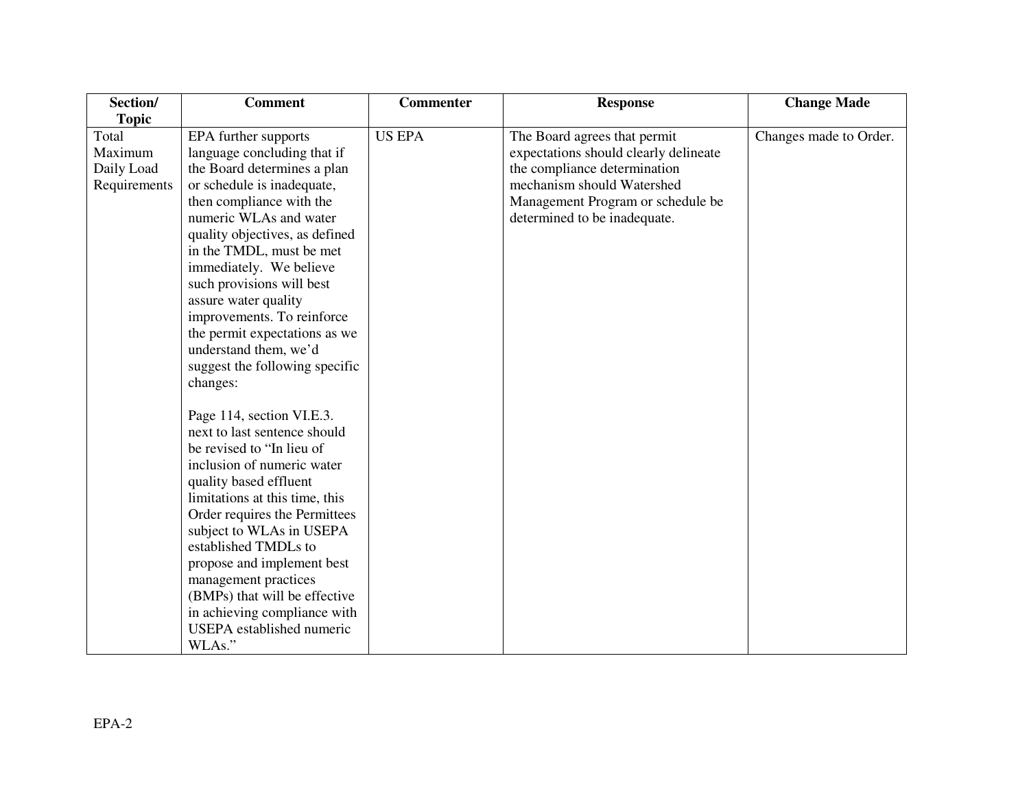| Section/ Topic | Comment | Commenter | Response | Change Made |
|---|---|---|---|---|
| Total Maximum Daily Load Requirements | EPA further supports language concluding that if the Board determines a plan or schedule is inadequate, then compliance with the numeric WLAs and water quality objectives, as defined in the TMDL, must be met immediately. We believe such provisions will best assure water quality improvements. To reinforce the permit expectations as we understand them, we'd suggest the following specific changes:<br><br>Page 114, section VI.E.3. next to last sentence should be revised to "In lieu of inclusion of numeric water quality based effluent limitations at this time, this Order requires the Permittees subject to WLAs in USEPA established TMDLs to propose and implement best management practices (BMPs) that will be effective in achieving compliance with USEPA established numeric WLAs." | US EPA | The Board agrees that permit expectations should clearly delineate the compliance determination mechanism should Watershed Management Program or schedule be determined to be inadequate. | Changes made to Order. |

EPA-2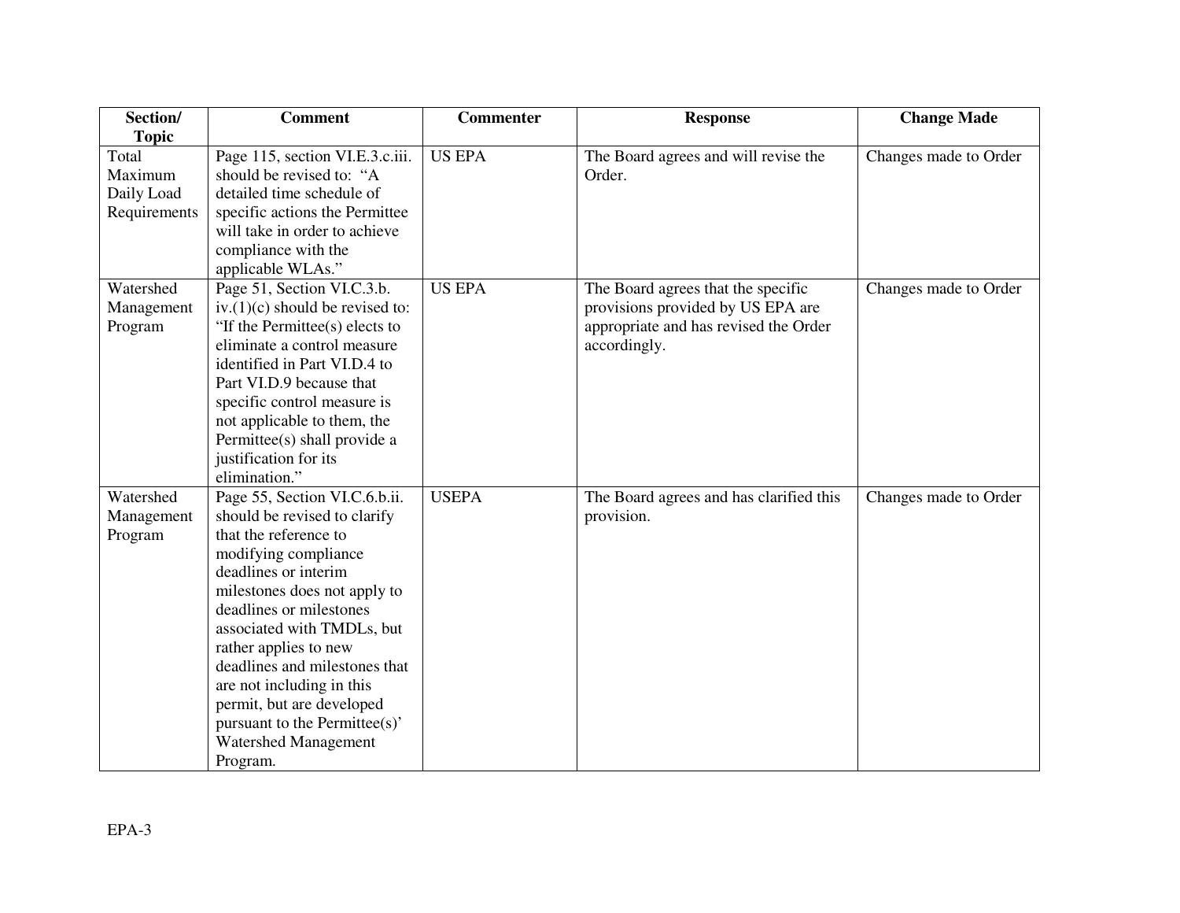| Section/ Topic | Comment | Commenter | Response | Change Made |
|---|---|---|---|---|
| Total Maximum Daily Load Requirements | Page 115, section VI.E.3.c.iii. should be revised to: "A detailed time schedule of specific actions the Permittee will take in order to achieve compliance with the applicable WLAs." | US EPA | The Board agrees and will revise the Order. | Changes made to Order |
| Watershed Management Program | Page 51, Section VI.C.3.b. iv.(1)(c) should be revised to: "If the Permittee(s) elects to eliminate a control measure identified in Part VI.D.4 to Part VI.D.9 because that specific control measure is not applicable to them, the Permittee(s) shall provide a justification for its elimination." | US EPA | The Board agrees that the specific provisions provided by US EPA are appropriate and has revised the Order accordingly. | Changes made to Order |
| Watershed Management Program | Page 55, Section VI.C.6.b.ii. should be revised to clarify that the reference to modifying compliance deadlines or interim milestones does not apply to deadlines or milestones associated with TMDLs, but rather applies to new deadlines and milestones that are not including in this permit, but are developed pursuant to the Permittee(s)' Watershed Management Program. | USEPA | The Board agrees and has clarified this provision. | Changes made to Order |

EPA-3